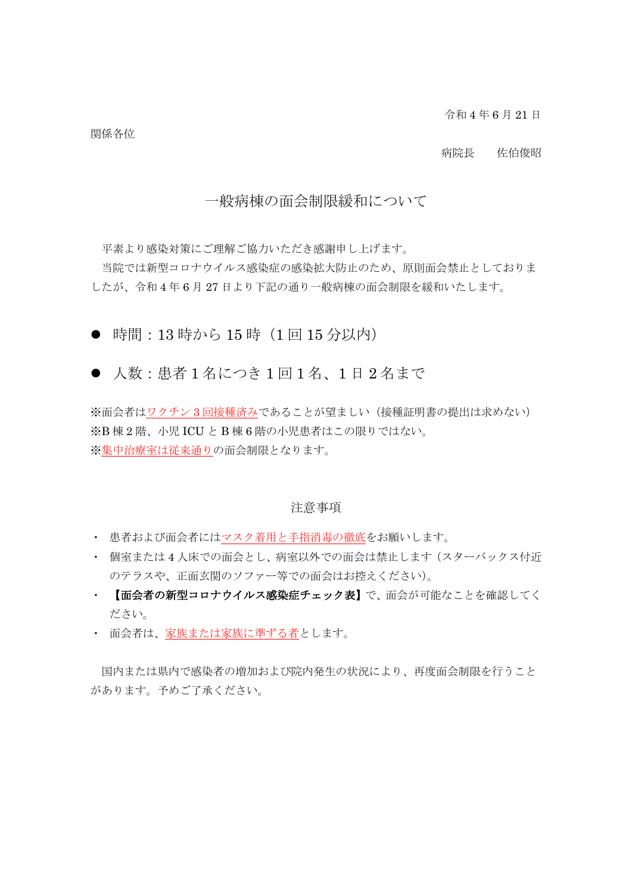令和 4 年 6 月 21 日

関係各位

病院長　　佐伯俊昭

# 一般病棟の面会制限緩和について

平素より感染対策にご理解ご協力いただき感謝申し上げます。

当院では新型コロナウイルス感染症の感染拡大防止のため、原則面会禁止としておりましたが、令和 4 年 6 月 27 日より下記の通り一般病棟の面会制限を緩和いたします。

- 時間：13 時から 15 時（1 回 15 分以内）
- 人数：患者 1 名につき 1 回 1 名、1 日 2 名まで

※面会者はワクチン 3 回接種済みであることが望ましい（接種証明書の提出は求めない）
※B 棟 2 階、小児 ICU と B 棟 6 階の小児患者はこの限りではない。
※集中治療室は従来通りの面会制限となります。

## 注意事項

- 患者および面会者にはマスク着用と手指消毒の徹底をお願いします。
- 個室または 4 人床での面会とし、病室以外での面会は禁止します（スターバックス付近のテラスや、正面玄関のソファー等での面会はお控えください)。
- **【面会者の新型コロナウイルス感染症チェック表】**で、面会が可能なことを確認してください。
- 面会者は、家族または家族に準ずる者とします。

国内または県内で感染者の増加および院内発生の状況により、再度面会制限を行うことがあります。予めご了承ください。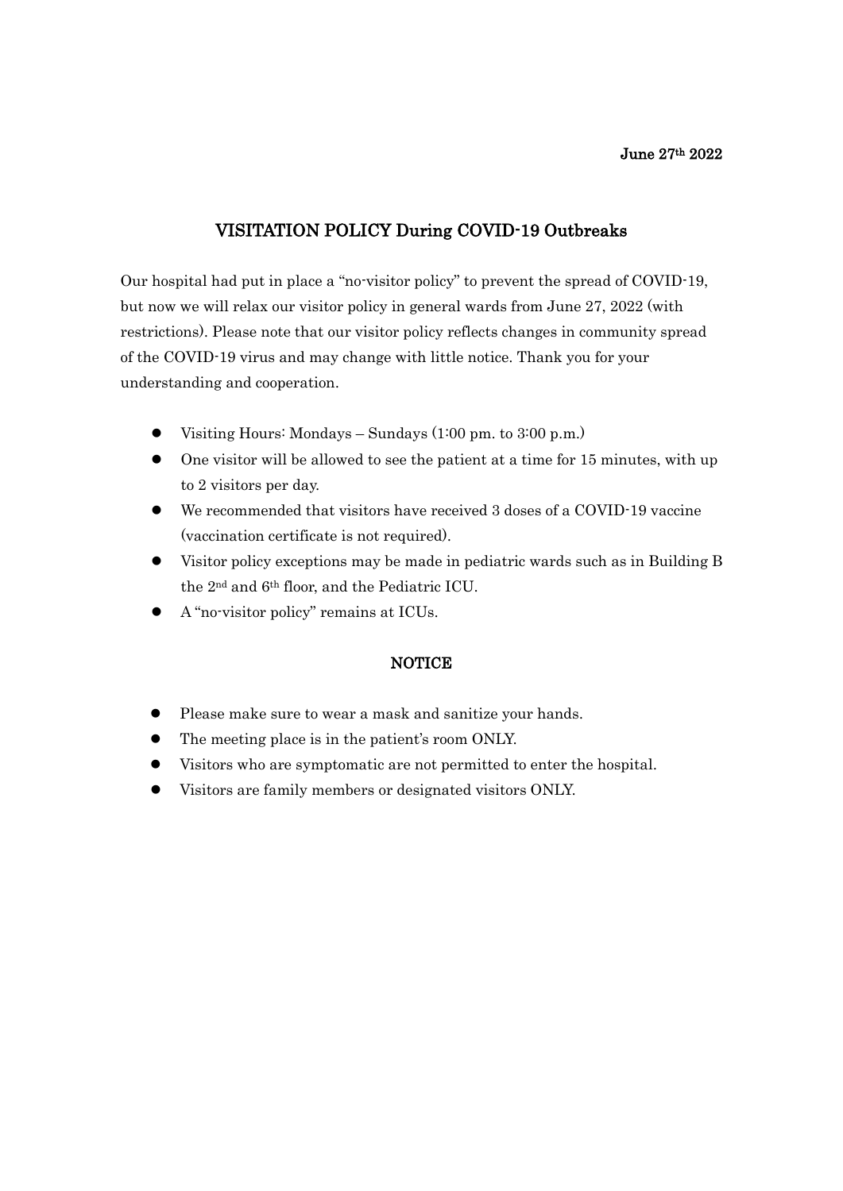June 27th 2022

## VISITATION POLICY During COVID-19 Outbreaks

Our hospital had put in place a "no-visitor policy" to prevent the spread of COVID-19, but now we will relax our visitor policy in general wards from June 27, 2022 (with restrictions). Please note that our visitor policy reflects changes in community spread of the COVID-19 virus and may change with little notice. Thank you for your understanding and cooperation.

- Visiting Hours: Mondays – Sundays (1:00 pm. to 3:00 p.m.)
- One visitor will be allowed to see the patient at a time for 15 minutes, with up to 2 visitors per day.
- We recommended that visitors have received 3 doses of a COVID-19 vaccine (vaccination certificate is not required).
- Visitor policy exceptions may be made in pediatric wards such as in Building B the 2nd and 6th floor, and the Pediatric ICU.
- A "no-visitor policy" remains at ICUs.

### NOTICE

- Please make sure to wear a mask and sanitize your hands.
- The meeting place is in the patient's room ONLY.
- Visitors who are symptomatic are not permitted to enter the hospital.
- Visitors are family members or designated visitors ONLY.